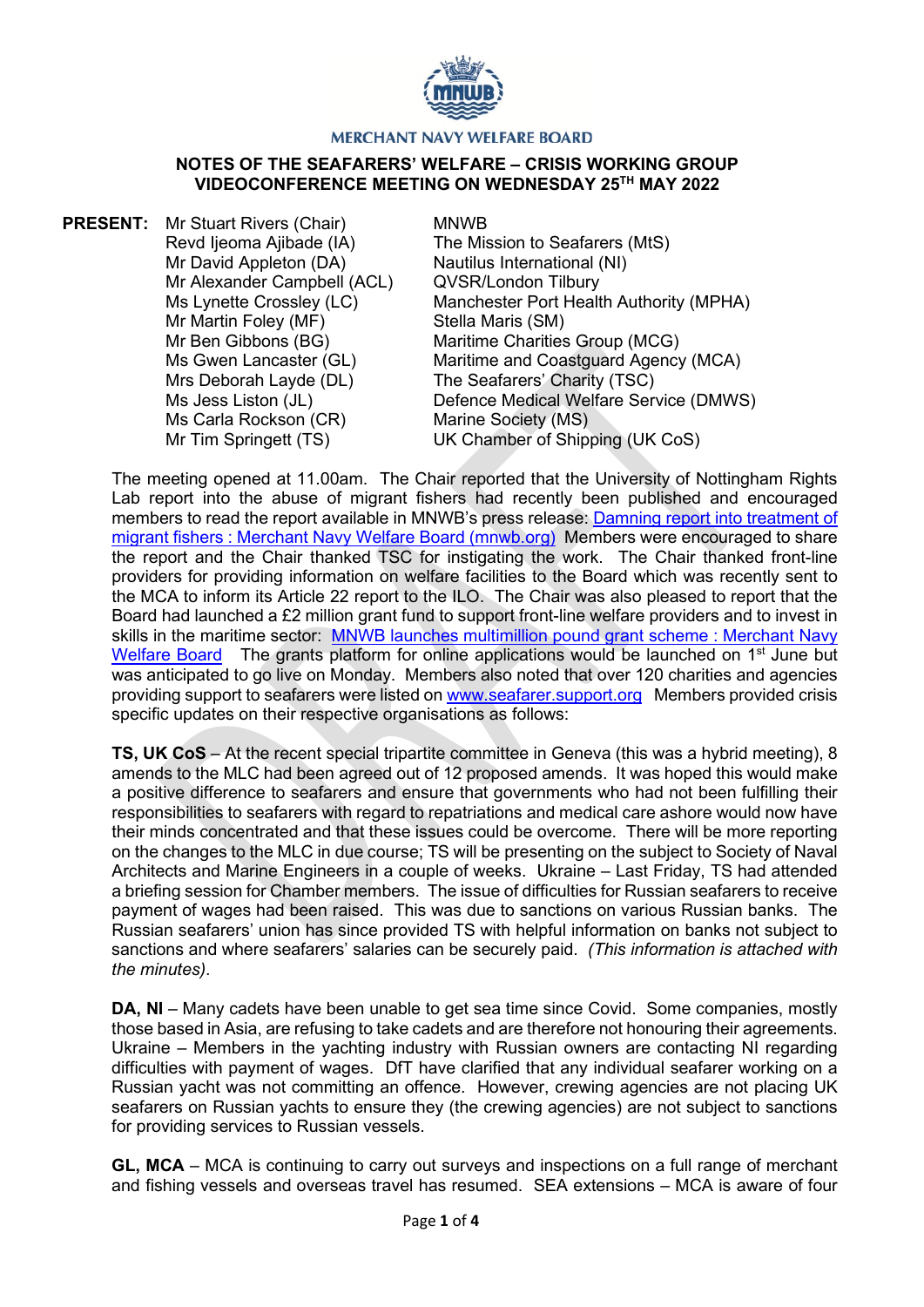MERCHANT NAVY WELFARE BOARD

**NOTES OF THE SEAFARERS' WELFARE – CRISIS WORKING GROUP VIDEOCONFERENCE MEETING ON WEDNESDAY 25TH MAY 2022**

**PRESENT:**

| | |
|---|---|
| Mr Stuart Rivers (Chair) | MNWB |
| Revd Ijeoma Ajibade (IA) | The Mission to Seafarers (MtS) |
| Mr David Appleton (DA) | Nautilus International (NI) |
| Mr Alexander Campbell (ACL) | QVSR/London Tilbury |
| Ms Lynette Crossley (LC) | Manchester Port Health Authority (MPHA) |
| Mr Martin Foley (MF) | Stella Maris (SM) |
| Mr Ben Gibbons (BG) | Maritime Charities Group (MCG) |
| Ms Gwen Lancaster (GL) | Maritime and Coastguard Agency (MCA) |
| Mrs Deborah Layde (DL) | The Seafarers' Charity (TSC) |
| Ms Jess Liston (JL) | Defence Medical Welfare Service (DMWS) |
| Ms Carla Rockson (CR) | Marine Society (MS) |
| Mr Tim Springett (TS) | UK Chamber of Shipping (UK CoS) |

The meeting opened at 11.00am. The Chair reported that the University of Nottingham Rights Lab report into the abuse of migrant fishers had recently been published and encouraged members to read the report available in MNWB's press release: [Damning report into treatment of migrant fishers : Merchant Navy Welfare Board (mnwb.org)](#) Members were encouraged to share the report and the Chair thanked TSC for instigating the work. The Chair thanked front-line providers for providing information on welfare facilities to the Board which was recently sent to the MCA to inform its Article 22 report to the ILO. The Chair was also pleased to report that the Board had launched a £2 million grant fund to support front-line welfare providers and to invest in skills in the maritime sector: [MNWB launches multimillion pound grant scheme : Merchant Navy Welfare Board](#) The grants platform for online applications would be launched on 1st June but was anticipated to go live on Monday. Members also noted that over 120 charities and agencies providing support to seafarers were listed on [www.seafarer.support.org](#) Members provided crisis specific updates on their respective organisations as follows:

**TS, UK CoS** – At the recent special tripartite committee in Geneva (this was a hybrid meeting), 8 amends to the MLC had been agreed out of 12 proposed amends. It was hoped this would make a positive difference to seafarers and ensure that governments who had not been fulfilling their responsibilities to seafarers with regard to repatriations and medical care ashore would now have their minds concentrated and that these issues could be overcome. There will be more reporting on the changes to the MLC in due course; TS will be presenting on the subject to Society of Naval Architects and Marine Engineers in a couple of weeks. Ukraine – Last Friday, TS had attended a briefing session for Chamber members. The issue of difficulties for Russian seafarers to receive payment of wages had been raised. This was due to sanctions on various Russian banks. The Russian seafarers' union has since provided TS with helpful information on banks not subject to sanctions and where seafarers' salaries can be securely paid. *(This information is attached with the minutes)*.

**DA, NI** – Many cadets have been unable to get sea time since Covid. Some companies, mostly those based in Asia, are refusing to take cadets and are therefore not honouring their agreements. Ukraine – Members in the yachting industry with Russian owners are contacting NI regarding difficulties with payment of wages. DfT have clarified that any individual seafarer working on a Russian yacht was not committing an offence. However, crewing agencies are not placing UK seafarers on Russian yachts to ensure they (the crewing agencies) are not subject to sanctions for providing services to Russian vessels.

**GL, MCA** – MCA is continuing to carry out surveys and inspections on a full range of merchant and fishing vessels and overseas travel has resumed. SEA extensions – MCA is aware of four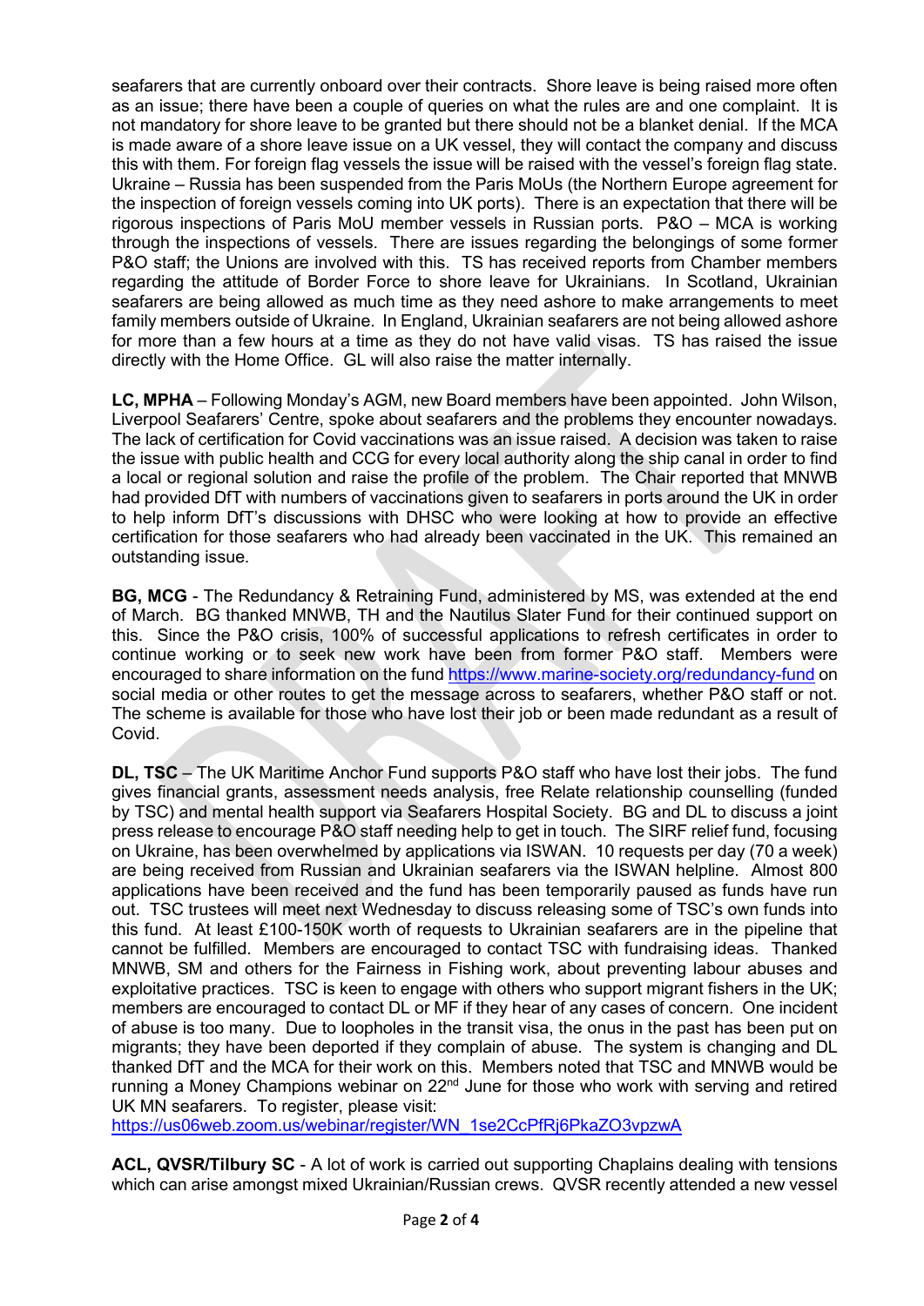seafarers that are currently onboard over their contracts. Shore leave is being raised more often as an issue; there have been a couple of queries on what the rules are and one complaint. It is not mandatory for shore leave to be granted but there should not be a blanket denial. If the MCA is made aware of a shore leave issue on a UK vessel, they will contact the company and discuss this with them. For foreign flag vessels the issue will be raised with the vessel's foreign flag state. Ukraine – Russia has been suspended from the Paris MoUs (the Northern Europe agreement for the inspection of foreign vessels coming into UK ports). There is an expectation that there will be rigorous inspections of Paris MoU member vessels in Russian ports. P&O – MCA is working through the inspections of vessels. There are issues regarding the belongings of some former P&O staff; the Unions are involved with this. TS has received reports from Chamber members regarding the attitude of Border Force to shore leave for Ukrainians. In Scotland, Ukrainian seafarers are being allowed as much time as they need ashore to make arrangements to meet family members outside of Ukraine. In England, Ukrainian seafarers are not being allowed ashore for more than a few hours at a time as they do not have valid visas. TS has raised the issue directly with the Home Office. GL will also raise the matter internally.

**LC, MPHA** – Following Monday's AGM, new Board members have been appointed. John Wilson, Liverpool Seafarers' Centre, spoke about seafarers and the problems they encounter nowadays. The lack of certification for Covid vaccinations was an issue raised. A decision was taken to raise the issue with public health and CCG for every local authority along the ship canal in order to find a local or regional solution and raise the profile of the problem. The Chair reported that MNWB had provided DfT with numbers of vaccinations given to seafarers in ports around the UK in order to help inform DfT's discussions with DHSC who were looking at how to provide an effective certification for those seafarers who had already been vaccinated in the UK. This remained an outstanding issue.

**BG, MCG** - The Redundancy & Retraining Fund, administered by MS, was extended at the end of March. BG thanked MNWB, TH and the Nautilus Slater Fund for their continued support on this. Since the P&O crisis, 100% of successful applications to refresh certificates in order to continue working or to seek new work have been from former P&O staff. Members were encouraged to share information on the fund https://www.marine-society.org/redundancy-fund on social media or other routes to get the message across to seafarers, whether P&O staff or not. The scheme is available for those who have lost their job or been made redundant as a result of Covid.

**DL, TSC** – The UK Maritime Anchor Fund supports P&O staff who have lost their jobs. The fund gives financial grants, assessment needs analysis, free Relate relationship counselling (funded by TSC) and mental health support via Seafarers Hospital Society. BG and DL to discuss a joint press release to encourage P&O staff needing help to get in touch. The SIRF relief fund, focusing on Ukraine, has been overwhelmed by applications via ISWAN. 10 requests per day (70 a week) are being received from Russian and Ukrainian seafarers via the ISWAN helpline. Almost 800 applications have been received and the fund has been temporarily paused as funds have run out. TSC trustees will meet next Wednesday to discuss releasing some of TSC's own funds into this fund. At least £100-150K worth of requests to Ukrainian seafarers are in the pipeline that cannot be fulfilled. Members are encouraged to contact TSC with fundraising ideas. Thanked MNWB, SM and others for the Fairness in Fishing work, about preventing labour abuses and exploitative practices. TSC is keen to engage with others who support migrant fishers in the UK; members are encouraged to contact DL or MF if they hear of any cases of concern. One incident of abuse is too many. Due to loopholes in the transit visa, the onus in the past has been put on migrants; they have been deported if they complain of abuse. The system is changing and DL thanked DfT and the MCA for their work on this. Members noted that TSC and MNWB would be running a Money Champions webinar on 22nd June for those who work with serving and retired UK MN seafarers. To register, please visit: https://us06web.zoom.us/webinar/register/WN_1se2CcPfRj6PkaZO3vpzwA

**ACL, QVSR/Tilbury SC** - A lot of work is carried out supporting Chaplains dealing with tensions which can arise amongst mixed Ukrainian/Russian crews. QVSR recently attended a new vessel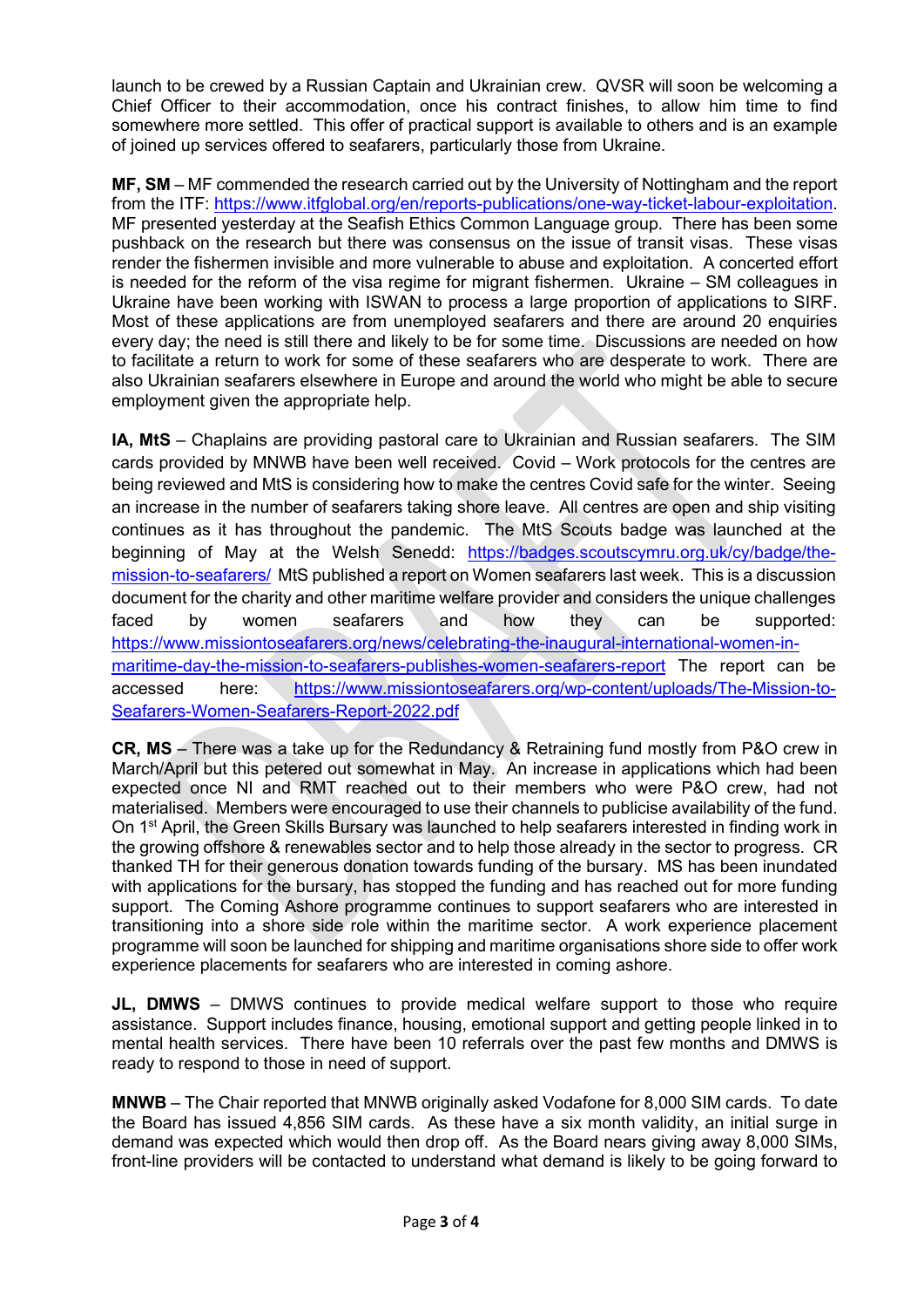launch to be crewed by a Russian Captain and Ukrainian crew. QVSR will soon be welcoming a Chief Officer to their accommodation, once his contract finishes, to allow him time to find somewhere more settled. This offer of practical support is available to others and is an example of joined up services offered to seafarers, particularly those from Ukraine.

**MF, SM** – MF commended the research carried out by the University of Nottingham and the report from the ITF: https://www.itfglobal.org/en/reports-publications/one-way-ticket-labour-exploitation. MF presented yesterday at the Seafish Ethics Common Language group. There has been some pushback on the research but there was consensus on the issue of transit visas. These visas render the fishermen invisible and more vulnerable to abuse and exploitation. A concerted effort is needed for the reform of the visa regime for migrant fishermen. Ukraine – SM colleagues in Ukraine have been working with ISWAN to process a large proportion of applications to SIRF. Most of these applications are from unemployed seafarers and there are around 20 enquiries every day; the need is still there and likely to be for some time. Discussions are needed on how to facilitate a return to work for some of these seafarers who are desperate to work. There are also Ukrainian seafarers elsewhere in Europe and around the world who might be able to secure employment given the appropriate help.

**IA, MtS** – Chaplains are providing pastoral care to Ukrainian and Russian seafarers. The SIM cards provided by MNWB have been well received. Covid – Work protocols for the centres are being reviewed and MtS is considering how to make the centres Covid safe for the winter. Seeing an increase in the number of seafarers taking shore leave. All centres are open and ship visiting continues as it has throughout the pandemic. The MtS Scouts badge was launched at the beginning of May at the Welsh Senedd: https://badges.scoutscymru.org.uk/cy/badge/the-mission-to-seafarers/ MtS published a report on Women seafarers last week. This is a discussion document for the charity and other maritime welfare provider and considers the unique challenges faced by women seafarers and how they can be supported: https://www.missiontoseafarers.org/news/celebrating-the-inaugural-international-women-in-maritime-day-the-mission-to-seafarers-publishes-women-seafarers-report The report can be accessed here: https://www.missiontoseafarers.org/wp-content/uploads/The-Mission-to-Seafarers-Women-Seafarers-Report-2022.pdf

**CR, MS** – There was a take up for the Redundancy & Retraining fund mostly from P&O crew in March/April but this petered out somewhat in May. An increase in applications which had been expected once NI and RMT reached out to their members who were P&O crew, had not materialised. Members were encouraged to use their channels to publicise availability of the fund. On 1st April, the Green Skills Bursary was launched to help seafarers interested in finding work in the growing offshore & renewables sector and to help those already in the sector to progress. CR thanked TH for their generous donation towards funding of the bursary. MS has been inundated with applications for the bursary, has stopped the funding and has reached out for more funding support. The Coming Ashore programme continues to support seafarers who are interested in transitioning into a shore side role within the maritime sector. A work experience placement programme will soon be launched for shipping and maritime organisations shore side to offer work experience placements for seafarers who are interested in coming ashore.

**JL, DMWS** – DMWS continues to provide medical welfare support to those who require assistance. Support includes finance, housing, emotional support and getting people linked in to mental health services. There have been 10 referrals over the past few months and DMWS is ready to respond to those in need of support.

**MNWB** – The Chair reported that MNWB originally asked Vodafone for 8,000 SIM cards. To date the Board has issued 4,856 SIM cards. As these have a six month validity, an initial surge in demand was expected which would then drop off. As the Board nears giving away 8,000 SIMs, front-line providers will be contacted to understand what demand is likely to be going forward to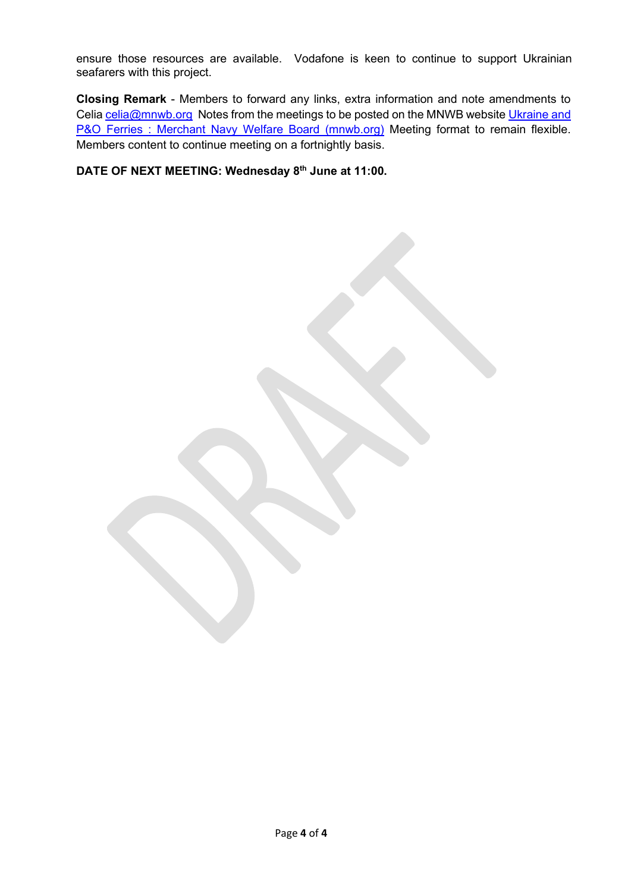ensure those resources are available.  Vodafone is keen to continue to support Ukrainian seafarers with this project.

**Closing Remark** - Members to forward any links, extra information and note amendments to Celia celia@mnwb.org Notes from the meetings to be posted on the MNWB website Ukraine and P&O Ferries : Merchant Navy Welfare Board (mnwb.org) Meeting format to remain flexible. Members content to continue meeting on a fortnightly basis.

**DATE OF NEXT MEETING: Wednesday 8th June at 11:00.**